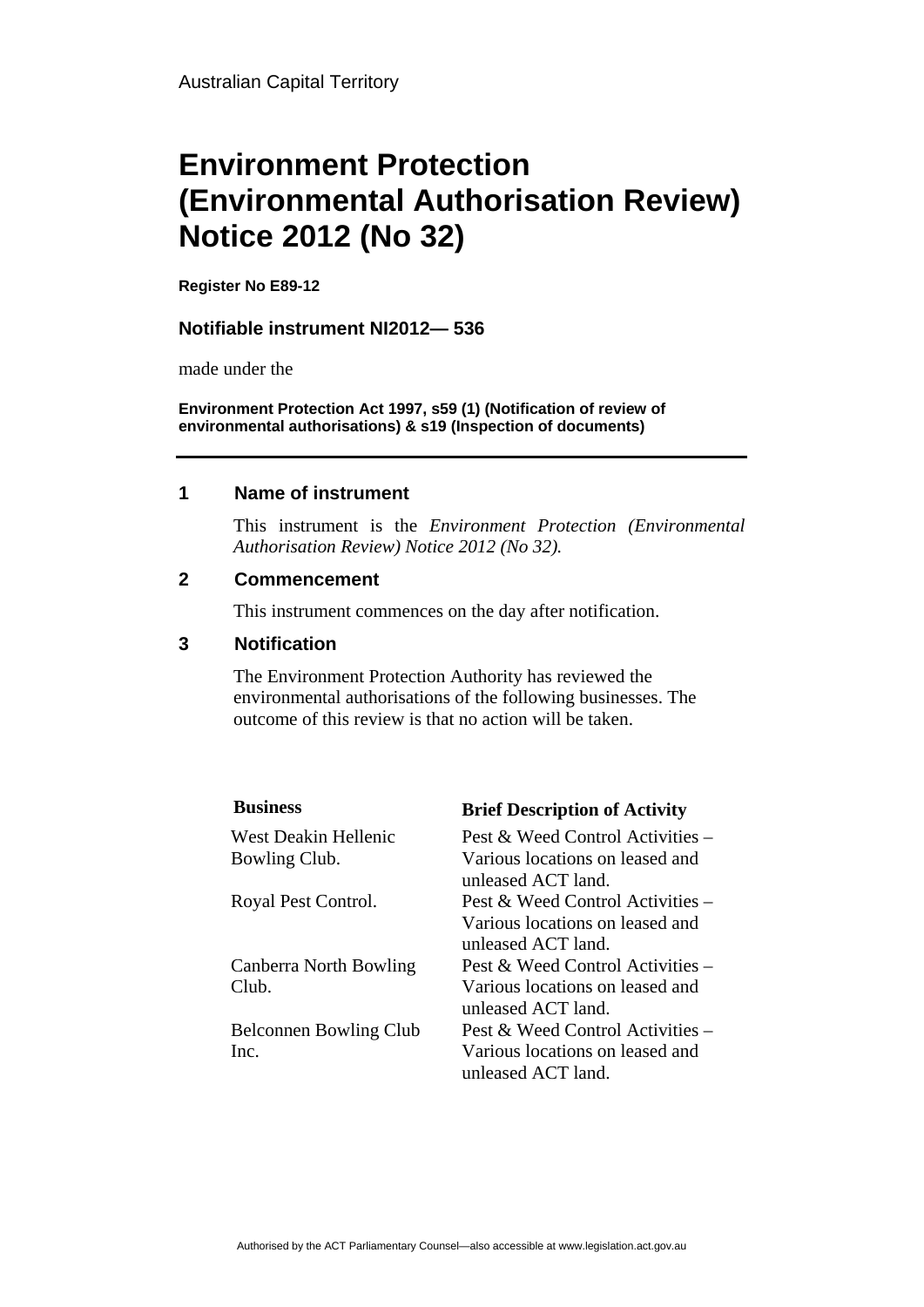Australian Capital Territory

# Environment Protection (Environmental Authorisation Review) Notice 2012 (No 32)

**Register No E89-12**

**Notifiable instrument NI2012— 536**

made under the

**Environment Protection Act 1997, s59 (1) (Notification of review of environmental authorisations) & s19 (Inspection of documents)**

---

## 1 Name of instrument

This instrument is the *Environment Protection (Environmental Authorisation Review) Notice 2012 (No 32).*

## 2 Commencement

This instrument commences on the day after notification.

## 3 Notification

The Environment Protection Authority has reviewed the environmental authorisations of the following businesses. The outcome of this review is that no action will be taken.

| Business | Brief Description of Activity |
|---|---|
| West Deakin Hellenic Bowling Club. | Pest & Weed Control Activities – Various locations on leased and unleased ACT land. |
| Royal Pest Control. | Pest & Weed Control Activities – Various locations on leased and unleased ACT land. |
| Canberra North Bowling Club. | Pest & Weed Control Activities – Various locations on leased and unleased ACT land. |
| Belconnen Bowling Club Inc. | Pest & Weed Control Activities – Various locations on leased and unleased ACT land. |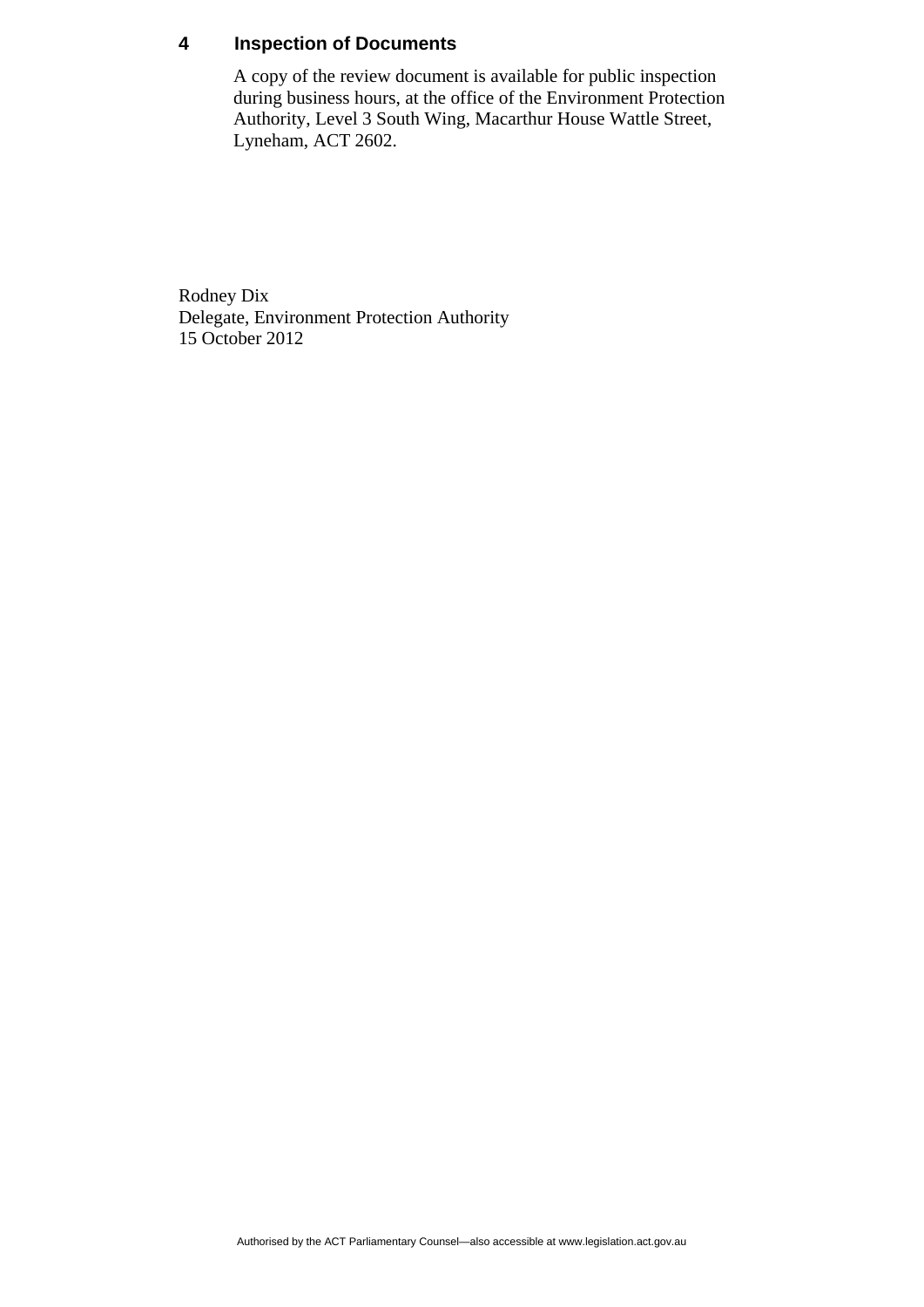## 4 Inspection of Documents

A copy of the review document is available for public inspection during business hours, at the office of the Environment Protection Authority, Level 3 South Wing, Macarthur House Wattle Street, Lyneham, ACT 2602.

Rodney Dix
Delegate, Environment Protection Authority
15 October 2012